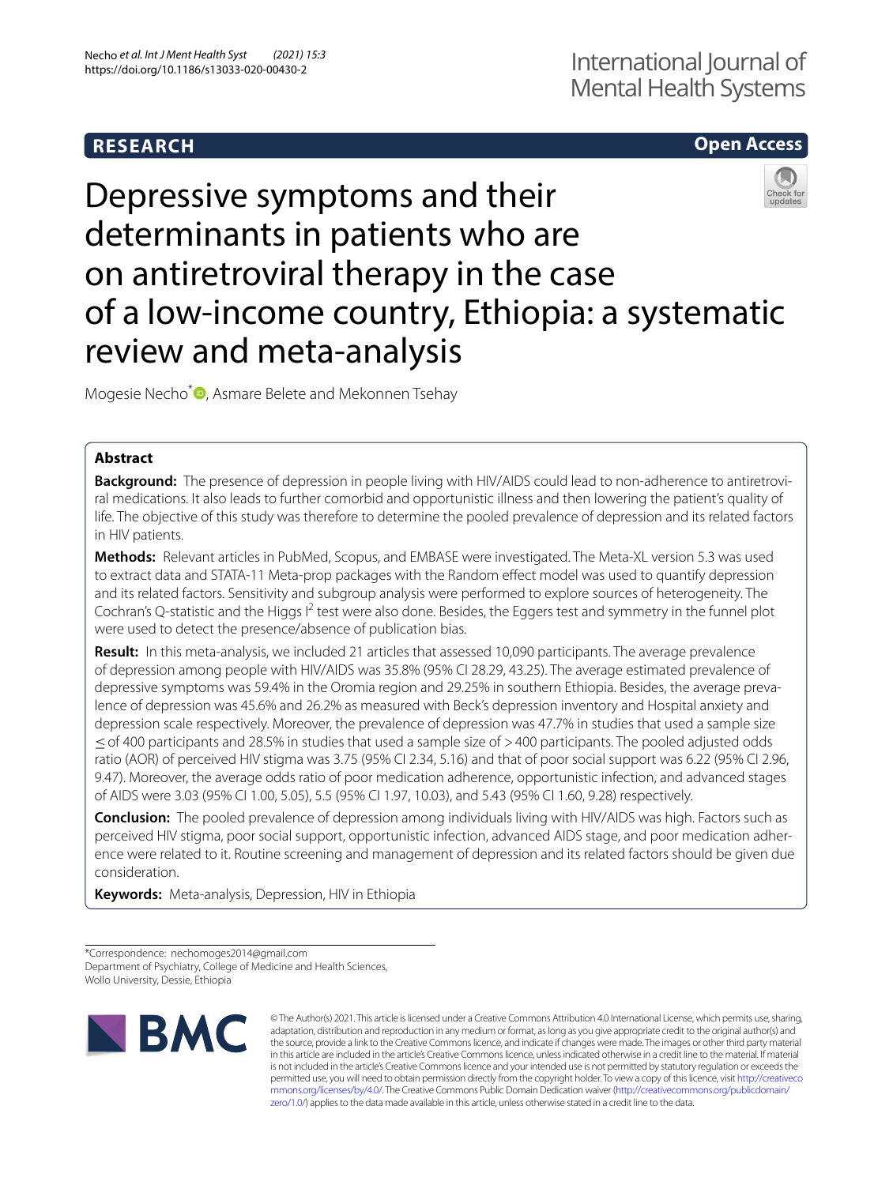RESEARCH

Open Access

# Depressive symptoms and their determinants in patients who are on antiretroviral therapy in the case of a low-income country, Ethiopia: a systematic review and meta-analysis

Mogesie Necho*, Asmare Belete and Mekonnen Tsehay

## Abstract

**Background:** The presence of depression in people living with HIV/AIDS could lead to non-adherence to antiretroviral medications. It also leads to further comorbid and opportunistic illness and then lowering the patient's quality of life. The objective of this study was therefore to determine the pooled prevalence of depression and its related factors in HIV patients.

**Methods:** Relevant articles in PubMed, Scopus, and EMBASE were investigated. The Meta-XL version 5.3 was used to extract data and STATA-11 Meta-prop packages with the Random effect model was used to quantify depression and its related factors. Sensitivity and subgroup analysis were performed to explore sources of heterogeneity. The Cochran's Q-statistic and the Higgs $I^2$ test were also done. Besides, the Eggers test and symmetry in the funnel plot were used to detect the presence/absence of publication bias.

**Result:** In this meta-analysis, we included 21 articles that assessed 10,090 participants. The average prevalence of depression among people with HIV/AIDS was 35.8% (95% CI 28.29, 43.25). The average estimated prevalence of depressive symptoms was 59.4% in the Oromia region and 29.25% in southern Ethiopia. Besides, the average prevalence of depression was 45.6% and 26.2% as measured with Beck's depression inventory and Hospital anxiety and depression scale respectively. Moreover, the prevalence of depression was 47.7% in studies that used a sample size ≤ of 400 participants and 28.5% in studies that used a sample size of > 400 participants. The pooled adjusted odds ratio (AOR) of perceived HIV stigma was 3.75 (95% CI 2.34, 5.16) and that of poor social support was 6.22 (95% CI 2.96, 9.47). Moreover, the average odds ratio of poor medication adherence, opportunistic infection, and advanced stages of AIDS were 3.03 (95% CI 1.00, 5.05), 5.5 (95% CI 1.97, 10.03), and 5.43 (95% CI 1.60, 9.28) respectively.

**Conclusion:** The pooled prevalence of depression among individuals living with HIV/AIDS was high. Factors such as perceived HIV stigma, poor social support, opportunistic infection, advanced AIDS stage, and poor medication adherence were related to it. Routine screening and management of depression and its related factors should be given due consideration.

**Keywords:** Meta-analysis, Depression, HIV in Ethiopia

*Correspondence: nechomoges2014@gmail.com
Department of Psychiatry, College of Medicine and Health Sciences, Wollo University, Dessie, Ethiopia

© The Author(s) 2021. This article is licensed under a Creative Commons Attribution 4.0 International License, which permits use, sharing, adaptation, distribution and reproduction in any medium or format, as long as you give appropriate credit to the original author(s) and the source, provide a link to the Creative Commons licence, and indicate if changes were made. The images or other third party material in this article are included in the article's Creative Commons licence, unless indicated otherwise in a credit line to the material. If material is not included in the article's Creative Commons licence and your intended use is not permitted by statutory regulation or exceeds the permitted use, you will need to obtain permission directly from the copyright holder. To view a copy of this licence, visit http://creativecommons.org/licenses/by/4.0/. The Creative Commons Public Domain Dedication waiver (http://creativecommons.org/publicdomain/zero/1.0/) applies to the data made available in this article, unless otherwise stated in a credit line to the data.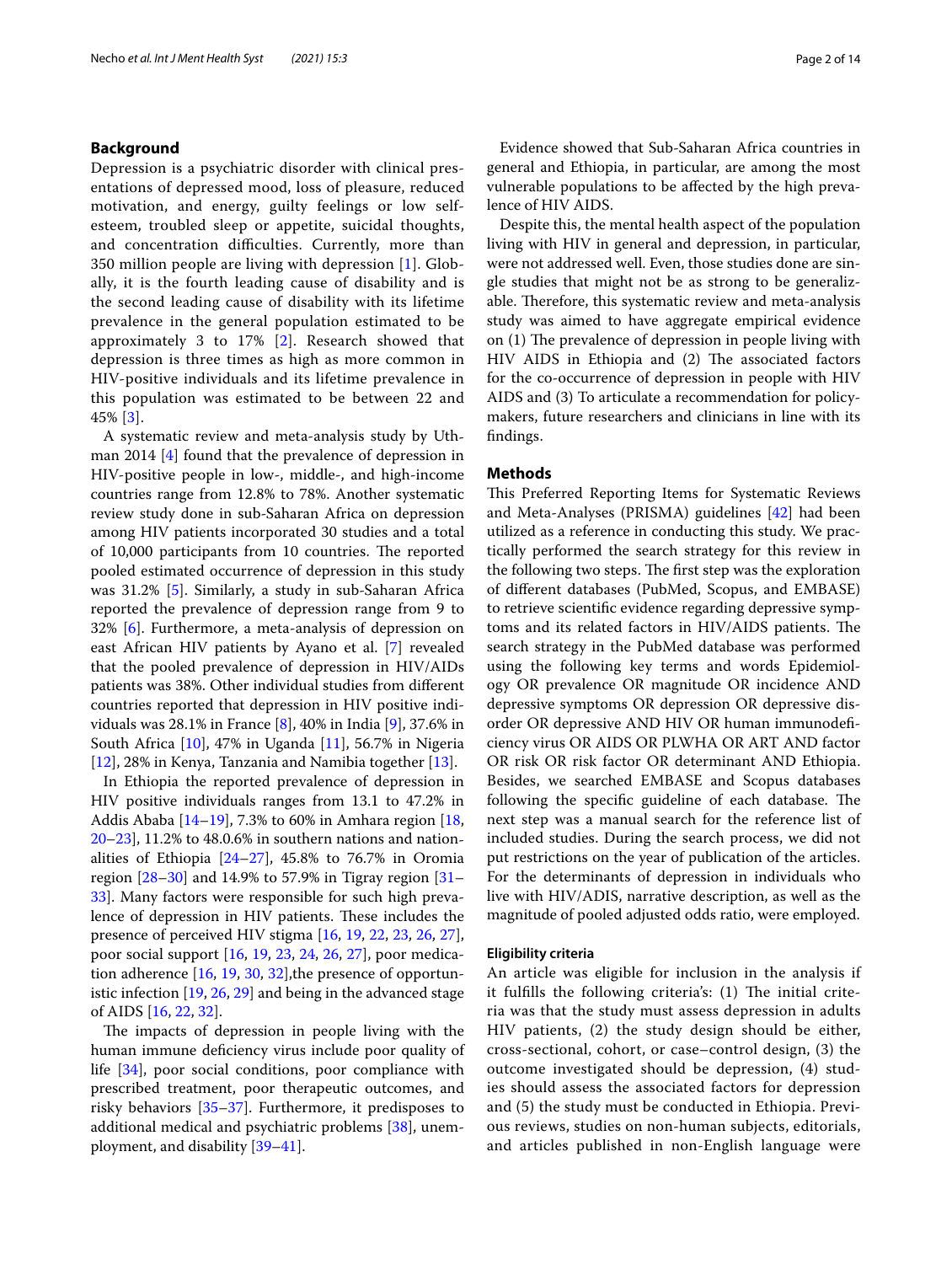## Background

Depression is a psychiatric disorder with clinical presentations of depressed mood, loss of pleasure, reduced motivation, and energy, guilty feelings or low self-esteem, troubled sleep or appetite, suicidal thoughts, and concentration difficulties. Currently, more than 350 million people are living with depression [1]. Globally, it is the fourth leading cause of disability and is the second leading cause of disability with its lifetime prevalence in the general population estimated to be approximately 3 to 17% [2]. Research showed that depression is three times as high as more common in HIV-positive individuals and its lifetime prevalence in this population was estimated to be between 22 and 45% [3].

A systematic review and meta-analysis study by Uthman 2014 [4] found that the prevalence of depression in HIV-positive people in low-, middle-, and high-income countries range from 12.8% to 78%. Another systematic review study done in sub-Saharan Africa on depression among HIV patients incorporated 30 studies and a total of 10,000 participants from 10 countries. The reported pooled estimated occurrence of depression in this study was 31.2% [5]. Similarly, a study in sub-Saharan Africa reported the prevalence of depression range from 9 to 32% [6]. Furthermore, a meta-analysis of depression on east African HIV patients by Ayano et al. [7] revealed that the pooled prevalence of depression in HIV/AIDs patients was 38%. Other individual studies from different countries reported that depression in HIV positive individuals was 28.1% in France [8], 40% in India [9], 37.6% in South Africa [10], 47% in Uganda [11], 56.7% in Nigeria [12], 28% in Kenya, Tanzania and Namibia together [13].

In Ethiopia the reported prevalence of depression in HIV positive individuals ranges from 13.1 to 47.2% in Addis Ababa [14–19], 7.3% to 60% in Amhara region [18, 20–23], 11.2% to 48.0.6% in southern nations and nationalities of Ethiopia [24–27], 45.8% to 76.7% in Oromia region [28–30] and 14.9% to 57.9% in Tigray region [31–33]. Many factors were responsible for such high prevalence of depression in HIV patients. These includes the presence of perceived HIV stigma [16, 19, 22, 23, 26, 27], poor social support [16, 19, 23, 24, 26, 27], poor medication adherence [16, 19, 30, 32],the presence of opportunistic infection [19, 26, 29] and being in the advanced stage of AIDS [16, 22, 32].

The impacts of depression in people living with the human immune deficiency virus include poor quality of life [34], poor social conditions, poor compliance with prescribed treatment, poor therapeutic outcomes, and risky behaviors [35–37]. Furthermore, it predisposes to additional medical and psychiatric problems [38], unemployment, and disability [39–41].

Evidence showed that Sub-Saharan Africa countries in general and Ethiopia, in particular, are among the most vulnerable populations to be affected by the high prevalence of HIV AIDS.

Despite this, the mental health aspect of the population living with HIV in general and depression, in particular, were not addressed well. Even, those studies done are single studies that might not be as strong to be generalizable. Therefore, this systematic review and meta-analysis study was aimed to have aggregate empirical evidence on (1) The prevalence of depression in people living with HIV AIDS in Ethiopia and (2) The associated factors for the co-occurrence of depression in people with HIV AIDS and (3) To articulate a recommendation for policymakers, future researchers and clinicians in line with its findings.

## Methods

This Preferred Reporting Items for Systematic Reviews and Meta-Analyses (PRISMA) guidelines [42] had been utilized as a reference in conducting this study. We practically performed the search strategy for this review in the following two steps. The first step was the exploration of different databases (PubMed, Scopus, and EMBASE) to retrieve scientific evidence regarding depressive symptoms and its related factors in HIV/AIDS patients. The search strategy in the PubMed database was performed using the following key terms and words Epidemiology OR prevalence OR magnitude OR incidence AND depressive symptoms OR depression OR depressive disorder OR depressive AND HIV OR human immunodeficiency virus OR AIDS OR PLWHA OR ART AND factor OR risk OR risk factor OR determinant AND Ethiopia. Besides, we searched EMBASE and Scopus databases following the specific guideline of each database. The next step was a manual search for the reference list of included studies. During the search process, we did not put restrictions on the year of publication of the articles. For the determinants of depression in individuals who live with HIV/ADIS, narrative description, as well as the magnitude of pooled adjusted odds ratio, were employed.

### Eligibility criteria

An article was eligible for inclusion in the analysis if it fulfills the following criteria's: (1) The initial criteria was that the study must assess depression in adults HIV patients, (2) the study design should be either, cross-sectional, cohort, or case–control design, (3) the outcome investigated should be depression, (4) studies should assess the associated factors for depression and (5) the study must be conducted in Ethiopia. Previous reviews, studies on non-human subjects, editorials, and articles published in non-English language were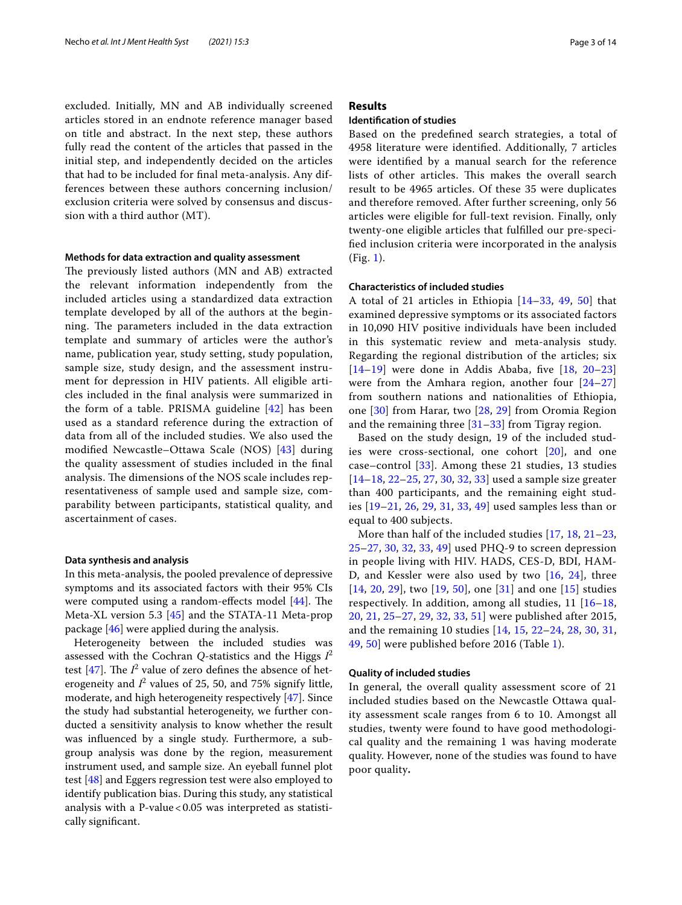excluded. Initially, MN and AB individually screened articles stored in an endnote reference manager based on title and abstract. In the next step, these authors fully read the content of the articles that passed in the initial step, and independently decided on the articles that had to be included for final meta-analysis. Any differences between these authors concerning inclusion/exclusion criteria were solved by consensus and discussion with a third author (MT).

#### Methods for data extraction and quality assessment

The previously listed authors (MN and AB) extracted the relevant information independently from the included articles using a standardized data extraction template developed by all of the authors at the beginning. The parameters included in the data extraction template and summary of articles were the author's name, publication year, study setting, study population, sample size, study design, and the assessment instrument for depression in HIV patients. All eligible articles included in the final analysis were summarized in the form of a table. PRISMA guideline [42] has been used as a standard reference during the extraction of data from all of the included studies. We also used the modified Newcastle–Ottawa Scale (NOS) [43] during the quality assessment of studies included in the final analysis. The dimensions of the NOS scale includes representativeness of sample used and sample size, comparability between participants, statistical quality, and ascertainment of cases.

#### Data synthesis and analysis

In this meta-analysis, the pooled prevalence of depressive symptoms and its associated factors with their 95% CIs were computed using a random-effects model [44]. The Meta-XL version 5.3 [45] and the STATA-11 Meta-prop package [46] were applied during the analysis.

Heterogeneity between the included studies was assessed with the Cochran *Q*-statistics and the Higgs $I^2$ test [47]. The $I^2$ value of zero defines the absence of heterogeneity and $I^2$ values of 25, 50, and 75% signify little, moderate, and high heterogeneity respectively [47]. Since the study had substantial heterogeneity, we further conducted a sensitivity analysis to know whether the result was influenced by a single study. Furthermore, a subgroup analysis was done by the region, measurement instrument used, and sample size. An eyeball funnel plot test [48] and Eggers regression test were also employed to identify publication bias. During this study, any statistical analysis with a P-value < 0.05 was interpreted as statistically significant.

## Results

### Identification of studies

Based on the predefined search strategies, a total of 4958 literature were identified. Additionally, 7 articles were identified by a manual search for the reference lists of other articles. This makes the overall search result to be 4965 articles. Of these 35 were duplicates and therefore removed. After further screening, only 56 articles were eligible for full-text revision. Finally, only twenty-one eligible articles that fulfilled our pre-specified inclusion criteria were incorporated in the analysis (Fig. 1).

#### Characteristics of included studies

A total of 21 articles in Ethiopia [14–33, 49, 50] that examined depressive symptoms or its associated factors in 10,090 HIV positive individuals have been included in this systematic review and meta-analysis study. Regarding the regional distribution of the articles; six [14–19] were done in Addis Ababa, five [18, 20–23] were from the Amhara region, another four [24–27] from southern nations and nationalities of Ethiopia, one [30] from Harar, two [28, 29] from Oromia Region and the remaining three [31–33] from Tigray region.

Based on the study design, 19 of the included studies were cross-sectional, one cohort [20], and one case–control [33]. Among these 21 studies, 13 studies [14–18, 22–25, 27, 30, 32, 33] used a sample size greater than 400 participants, and the remaining eight studies [19–21, 26, 29, 31, 33, 49] used samples less than or equal to 400 subjects.

More than half of the included studies [17, 18, 21–23, 25–27, 30, 32, 33, 49] used PHQ-9 to screen depression in people living with HIV. HADS, CES-D, BDI, HAM-D, and Kessler were also used by two [16, 24], three [14, 20, 29], two [19, 50], one [31] and one [15] studies respectively. In addition, among all studies, 11 [16–18, 20, 21, 25–27, 29, 32, 33, 51] were published after 2015, and the remaining 10 studies [14, 15, 22–24, 28, 30, 31, 49, 50] were published before 2016 (Table 1).

#### Quality of included studies

In general, the overall quality assessment score of 21 included studies based on the Newcastle Ottawa quality assessment scale ranges from 6 to 10. Amongst all studies, twenty were found to have good methodological quality and the remaining 1 was having moderate quality. However, none of the studies was found to have poor quality.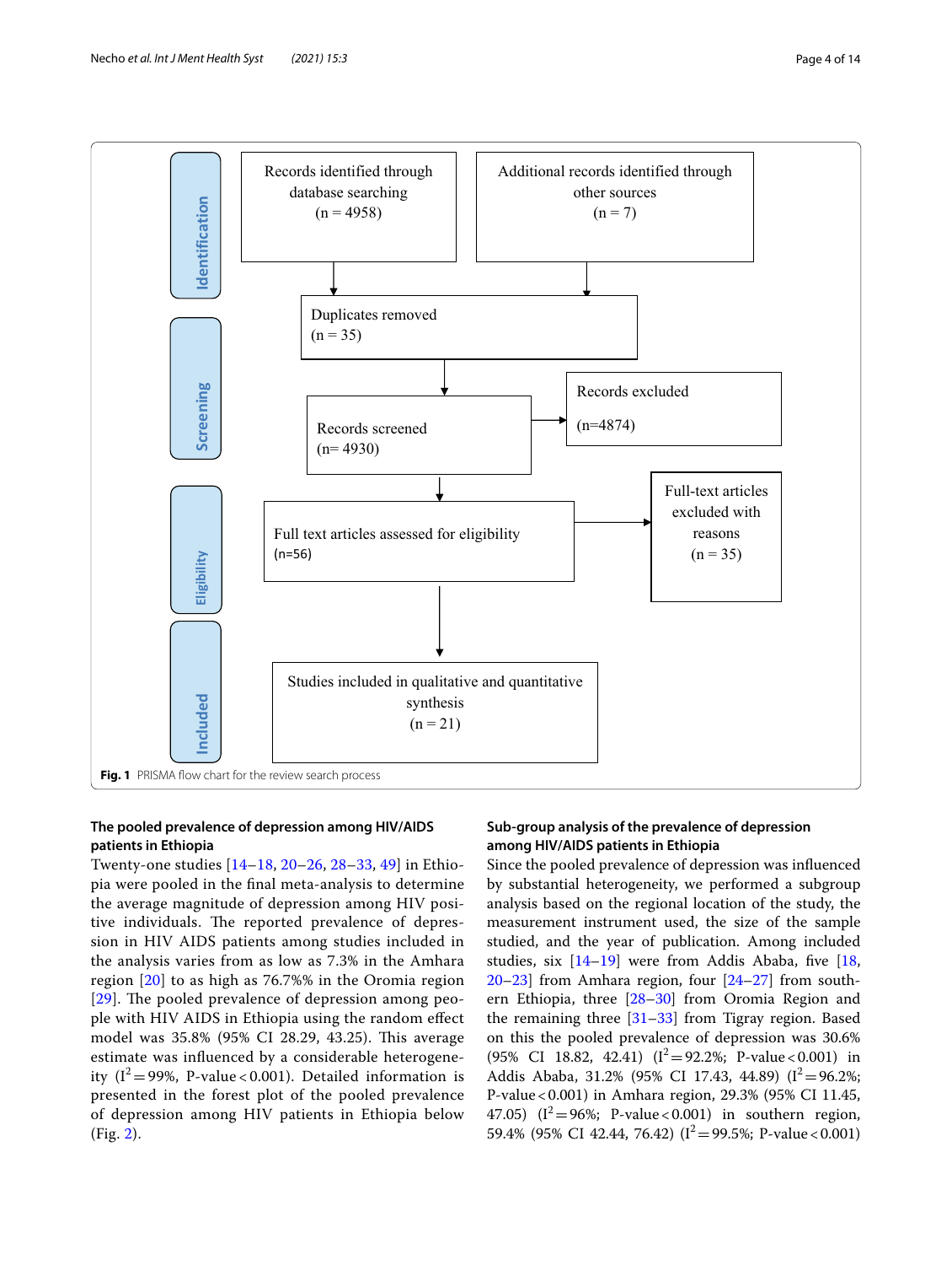Identification

Records identified through database searching (n = 4958)

Additional records identified through other sources (n = 7)

Duplicates removed (n = 35)

Screening

Records screened (n= 4930)

Records excluded (n=4874)

Eligibility

Full text articles assessed for eligibility (n=56)

Full-text articles excluded with reasons (n = 35)

Included

Studies included in qualitative and quantitative synthesis (n = 21)

**Fig. 1** PRISMA flow chart for the review search process

### The pooled prevalence of depression among HIV/AIDS patients in Ethiopia

Twenty-one studies [14–18, 20–26, 28–33, 49] in Ethiopia were pooled in the final meta-analysis to determine the average magnitude of depression among HIV positive individuals. The reported prevalence of depression in HIV AIDS patients among studies included in the analysis varies from as low as 7.3% in the Amhara region [20] to as high as 76.7%% in the Oromia region [29]. The pooled prevalence of depression among people with HIV AIDS in Ethiopia using the random effect model was 35.8% (95% CI 28.29, 43.25). This average estimate was influenced by a considerable heterogeneity ($I^2 = 99\%$, P-value < 0.001). Detailed information is presented in the forest plot of the pooled prevalence of depression among HIV patients in Ethiopia below (Fig. 2).

### Sub-group analysis of the prevalence of depression among HIV/AIDS patients in Ethiopia

Since the pooled prevalence of depression was influenced by substantial heterogeneity, we performed a subgroup analysis based on the regional location of the study, the measurement instrument used, the size of the sample studied, and the year of publication. Among included studies, six [14–19] were from Addis Ababa, five [18, 20–23] from Amhara region, four [24–27] from southern Ethiopia, three [28–30] from Oromia Region and the remaining three [31–33] from Tigray region. Based on this the pooled prevalence of depression was 30.6% (95% CI 18.82, 42.41) ($I^2 = 92.2\%$; P-value < 0.001) in Addis Ababa, 31.2% (95% CI 17.43, 44.89) ($I^2 = 96.2\%$; P-value < 0.001) in Amhara region, 29.3% (95% CI 11.45, 47.05) ($I^2 = 96\%$; P-value < 0.001) in southern region, 59.4% (95% CI 42.44, 76.42) ($I^2 = 99.5\%$; P-value < 0.001)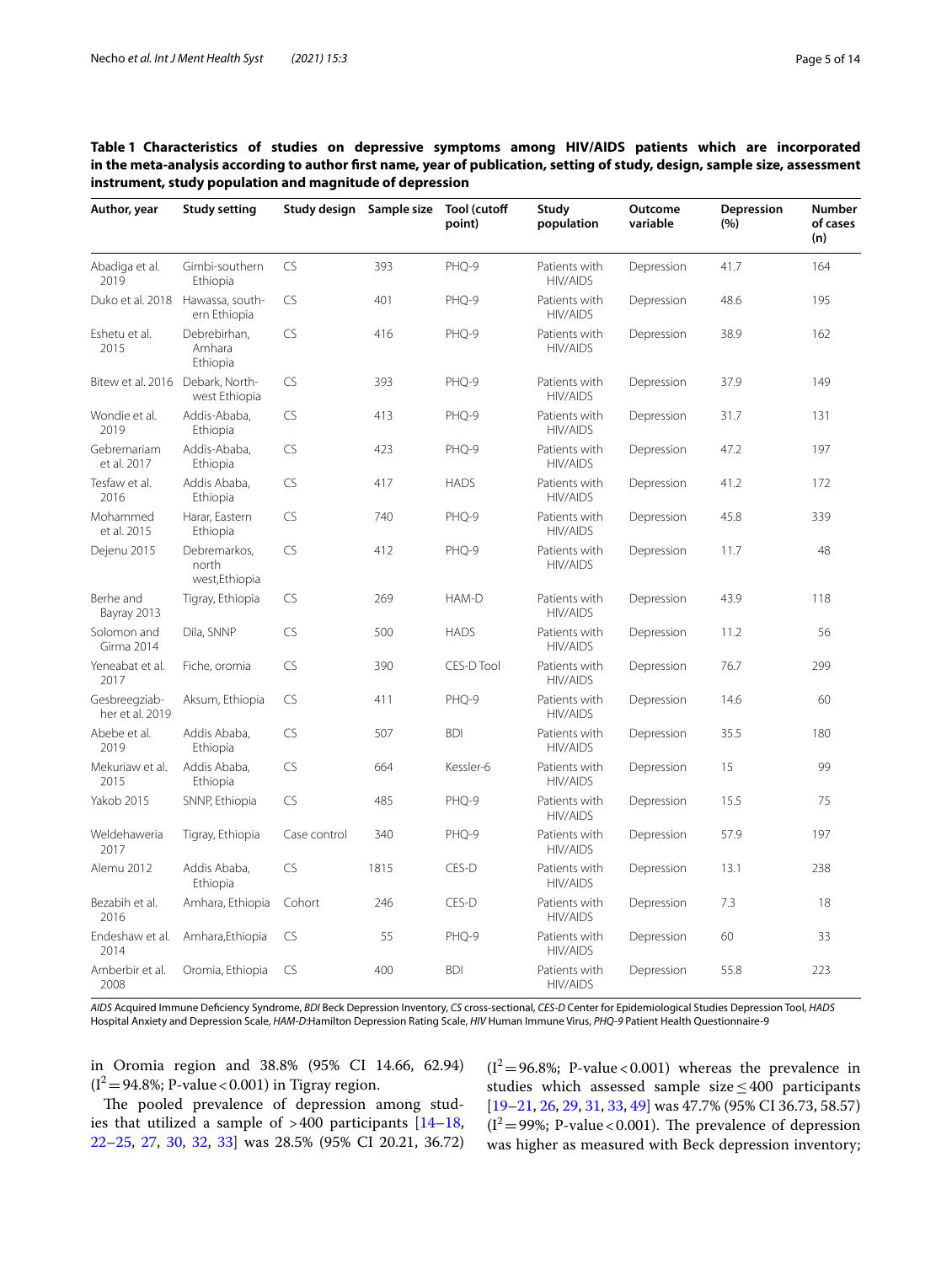**Table 1 Characteristics of studies on depressive symptoms among HIV/AIDS patients which are incorporated in the meta-analysis according to author first name, year of publication, setting of study, design, sample size, assessment instrument, study population and magnitude of depression**

| Author, year | Study setting | Study design | Sample size | Tool (cutoff point) | Study population | Outcome variable | Depression (%) | Number of cases (n) |
|---|---|---|---|---|---|---|---|---|
| Abadiga et al. 2019 | Gimbi-southern Ethiopia | CS | 393 | PHQ-9 | Patients with HIV/AIDS | Depression | 41.7 | 164 |
| Duko et al. 2018 | Hawassa, southern Ethiopia | CS | 401 | PHQ-9 | Patients with HIV/AIDS | Depression | 48.6 | 195 |
| Eshetu et al. 2015 | Debrebirhan, Amhara Ethiopia | CS | 416 | PHQ-9 | Patients with HIV/AIDS | Depression | 38.9 | 162 |
| Bitew et al. 2016 | Debark, Northwest Ethiopia | CS | 393 | PHQ-9 | Patients with HIV/AIDS | Depression | 37.9 | 149 |
| Wondie et al. 2019 | Addis-Ababa, Ethiopia | CS | 413 | PHQ-9 | Patients with HIV/AIDS | Depression | 31.7 | 131 |
| Gebremariam et al. 2017 | Addis-Ababa, Ethiopia | CS | 423 | PHQ-9 | Patients with HIV/AIDS | Depression | 47.2 | 197 |
| Tesfaw et al. 2016 | Addis Ababa, Ethiopia | CS | 417 | HADS | Patients with HIV/AIDS | Depression | 41.2 | 172 |
| Mohammed et al. 2015 | Harar, Eastern Ethiopia | CS | 740 | PHQ-9 | Patients with HIV/AIDS | Depression | 45.8 | 339 |
| Dejenu 2015 | Debremarkos, north west,Ethiopia | CS | 412 | PHQ-9 | Patients with HIV/AIDS | Depression | 11.7 | 48 |
| Berhe and Bayray 2013 | Tigray, Ethiopia | CS | 269 | HAM-D | Patients with HIV/AIDS | Depression | 43.9 | 118 |
| Solomon and Girma 2014 | Dila, SNNP | CS | 500 | HADS | Patients with HIV/AIDS | Depression | 11.2 | 56 |
| Yeneabat et al. 2017 | Fiche, oromia | CS | 390 | CES-D Tool | Patients with HIV/AIDS | Depression | 76.7 | 299 |
| Gesbreegziabher et al. 2019 | Aksum, Ethiopia | CS | 411 | PHQ-9 | Patients with HIV/AIDS | Depression | 14.6 | 60 |
| Abebe et al. 2019 | Addis Ababa, Ethiopia | CS | 507 | BDI | Patients with HIV/AIDS | Depression | 35.5 | 180 |
| Mekuriaw et al. 2015 | Addis Ababa, Ethiopia | CS | 664 | Kessler-6 | Patients with HIV/AIDS | Depression | 15 | 99 |
| Yakob 2015 | SNNP, Ethiopia | CS | 485 | PHQ-9 | Patients with HIV/AIDS | Depression | 15.5 | 75 |
| Weldehaweria 2017 | Tigray, Ethiopia | Case control | 340 | PHQ-9 | Patients with HIV/AIDS | Depression | 57.9 | 197 |
| Alemu 2012 | Addis Ababa, Ethiopia | CS | 1815 | CES-D | Patients with HIV/AIDS | Depression | 13.1 | 238 |
| Bezabih et al. 2016 | Amhara, Ethiopia | Cohort | 246 | CES-D | Patients with HIV/AIDS | Depression | 7.3 | 18 |
| Endeshaw et al. 2014 | Amhara,Ethiopia | CS | 55 | PHQ-9 | Patients with HIV/AIDS | Depression | 60 | 33 |
| Amberbir et al. 2008 | Oromia, Ethiopia | CS | 400 | BDI | Patients with HIV/AIDS | Depression | 55.8 | 223 |

*AIDS* Acquired Immune Deficiency Syndrome, *BDI* Beck Depression Inventory, *CS* cross-sectional, *CES-D* Center for Epidemiological Studies Depression Tool, *HADS* Hospital Anxiety and Depression Scale, *HAM-D*:Hamilton Depression Rating Scale, *HIV* Human Immune Virus, *PHQ-9* Patient Health Questionnaire-9

in Oromia region and 38.8% (95% CI 14.66, 62.94) ($I^2 = 94.8\%$; P-value < 0.001) in Tigray region.

The pooled prevalence of depression among studies that utilized a sample of > 400 participants [14–18, 22–25, 27, 30, 32, 33] was 28.5% (95% CI 20.21, 36.72) ($I^2 = 96.8\%$; P-value < 0.001) whereas the prevalence in studies which assessed sample size ≤ 400 participants [19–21, 26, 29, 31, 33, 49] was 47.7% (95% CI 36.73, 58.57) ($I^2 = 99\%$; P-value < 0.001). The prevalence of depression was higher as measured with Beck depression inventory;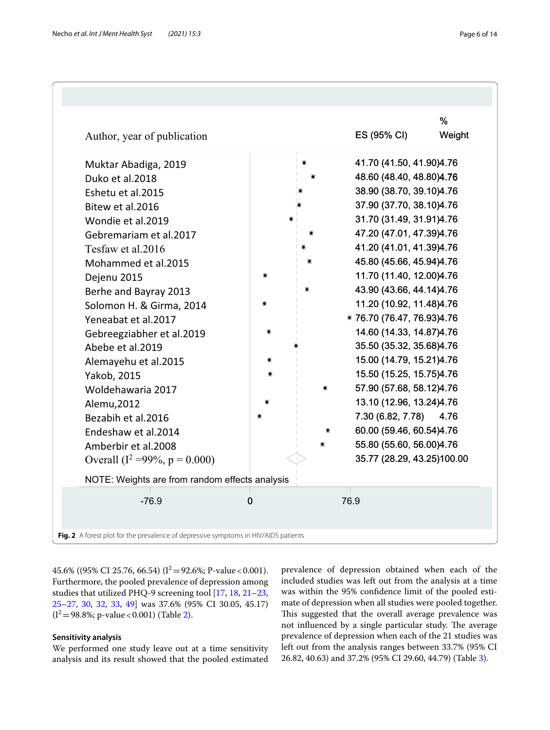| Author, year of publication | ES (95% CI) | % Weight |
| --- | --- | --- |
| Muktar Abadiga, 2019 | 41.70 (41.50, 41.90) | 4.76 |
| Duko et al.2018 | 48.60 (48.40, 48.80) | 4.76 |
| Eshetu et al.2015 | 38.90 (38.70, 39.10) | 4.76 |
| Bitew et al.2016 | 37.90 (37.70, 38.10) | 4.76 |
| Wondie et al.2019 | 31.70 (31.49, 31.91) | 4.76 |
| Gebremariam et al.2017 | 47.20 (47.01, 47.39) | 4.76 |
| Tesfaw et al.2016 | 41.20 (41.01, 41.39) | 4.76 |
| Mohammed et al.2015 | 45.80 (45.66, 45.94) | 4.76 |
| Dejenu 2015 | 11.70 (11.40, 12.00) | 4.76 |
| Berhe and Bayray 2013 | 43.90 (43.66, 44.14) | 4.76 |
| Solomon H. & Girma, 2014 | 11.20 (10.92, 11.48) | 4.76 |
| Yeneabat et al.2017 | 76.70 (76.47, 76.93) | 4.76 |
| Gebreegziabher et al.2019 | 14.60 (14.33, 14.87) | 4.76 |
| Abebe et al.2019 | 35.50 (35.32, 35.68) | 4.76 |
| Alemayehu et al.2015 | 15.00 (14.79, 15.21) | 4.76 |
| Yakob, 2015 | 15.50 (15.25, 15.75) | 4.76 |
| Woldehawaria 2017 | 57.90 (57.68, 58.12) | 4.76 |
| Alemu,2012 | 13.10 (12.96, 13.24) | 4.76 |
| Bezabih et al.2016 | 7.30 (6.82, 7.78) | 4.76 |
| Endeshaw et al.2014 | 60.00 (59.46, 60.54) | 4.76 |
| Amberbir et al.2008 | 55.80 (55.60, 56.00) | 4.76 |
| Overall ($I^2$ =99%, p = 0.000) | 35.77 (28.29, 43.25) | 100.00 |

NOTE: Weights are from random effects analysis

-76.9 0 76.9

**Fig. 2** A forest plot for the prevalence of depressive symptoms in HIV/AIDS patients

45.6% ((95% CI 25.76, 66.54) ($I^2$ = 92.6%; P-value < 0.001). Furthermore, the pooled prevalence of depression among studies that utilized PHQ-9 screening tool [17, 18, 21–23, 25–27, 30, 32, 33, 49] was 37.6% (95% CI 30.05, 45.17) ($I^2$ = 98.8%; p-value < 0.001) (Table 2).

### Sensitivity analysis

We performed one study leave out at a time sensitivity analysis and its result showed that the pooled estimated prevalence of depression obtained when each of the included studies was left out from the analysis at a time was within the 95% confidence limit of the pooled estimate of depression when all studies were pooled together. This suggested that the overall average prevalence was not influenced by a single particular study. The average prevalence of depression when each of the 21 studies was left out from the analysis ranges between 33.7% (95% CI 26.82, 40.63) and 37.2% (95% CI 29.60, 44.79) (Table 3).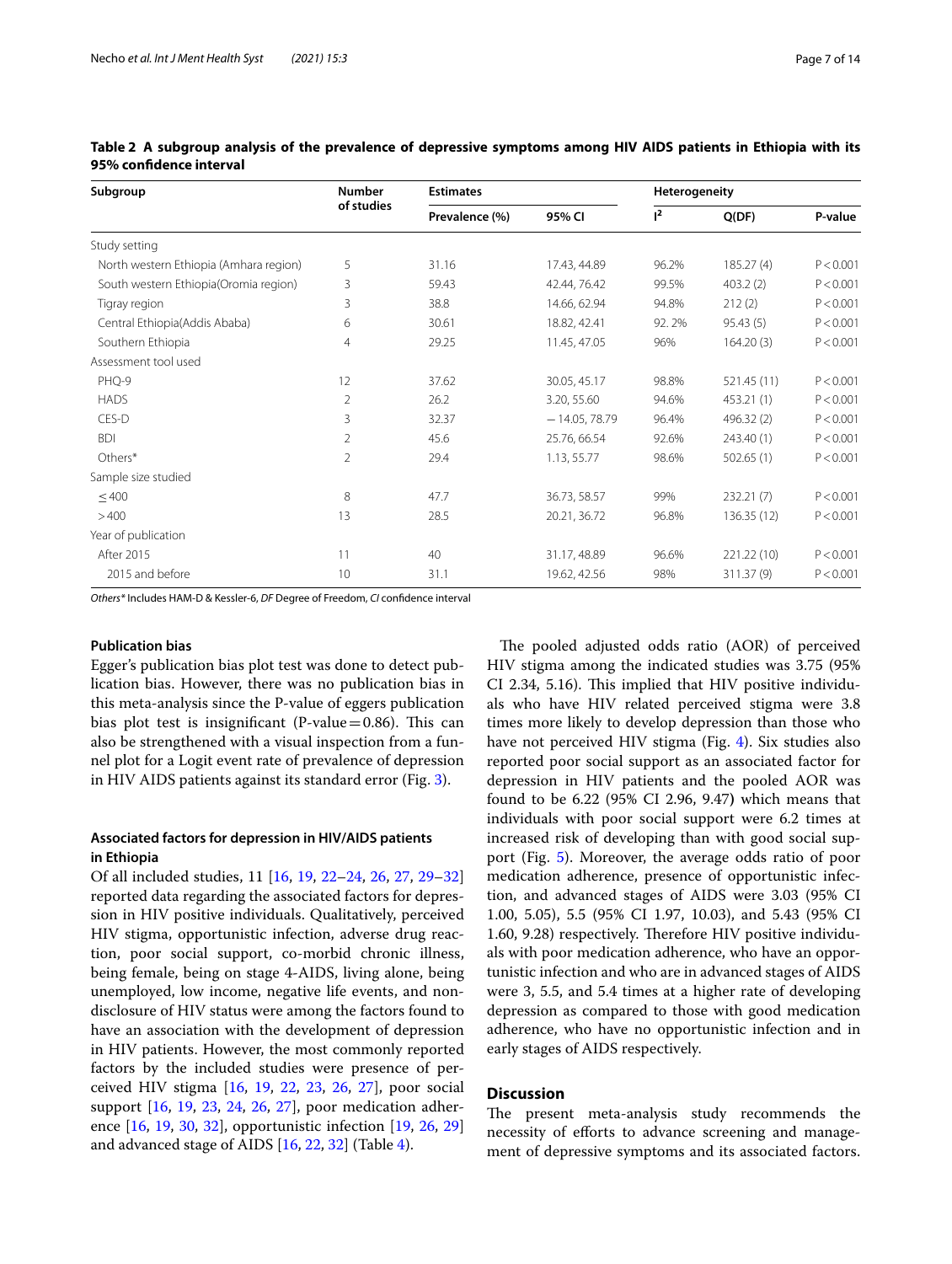**Table 2 A subgroup analysis of the prevalence of depressive symptoms among HIV AIDS patients in Ethiopia with its 95% confidence interval**

| Subgroup | Number of studies | Estimates | | Heterogeneity | | |
|---|---|---|---|---|---|---|
| | | Prevalence (%) | 95% CI | $I^2$ | Q(DF) | P-value |
| Study setting | | | | | | |
| North western Ethiopia (Amhara region) | 5 | 31.16 | 17.43, 44.89 | 96.2% | 185.27 (4) | P < 0.001 |
| South western Ethiopia(Oromia region) | 3 | 59.43 | 42.44, 76.42 | 99.5% | 403.2 (2) | P < 0.001 |
| Tigray region | 3 | 38.8 | 14.66, 62.94 | 94.8% | 212 (2) | P < 0.001 |
| Central Ethiopia(Addis Ababa) | 6 | 30.61 | 18.82, 42.41 | 92. 2% | 95.43 (5) | P < 0.001 |
| Southern Ethiopia | 4 | 29.25 | 11.45, 47.05 | 96% | 164.20 (3) | P < 0.001 |
| Assessment tool used | | | | | | |
| PHQ-9 | 12 | 37.62 | 30.05, 45.17 | 98.8% | 521.45 (11) | P < 0.001 |
| HADS | 2 | 26.2 | 3.20, 55.60 | 94.6% | 453.21 (1) | P < 0.001 |
| CES-D | 3 | 32.37 | − 14.05, 78.79 | 96.4% | 496.32 (2) | P < 0.001 |
| BDI | 2 | 45.6 | 25.76, 66.54 | 92.6% | 243.40 (1) | P < 0.001 |
| Others* | 2 | 29.4 | 1.13, 55.77 | 98.6% | 502.65 (1) | P < 0.001 |
| Sample size studied | | | | | | |
| ≤ 400 | 8 | 47.7 | 36.73, 58.57 | 99% | 232.21 (7) | P < 0.001 |
| > 400 | 13 | 28.5 | 20.21, 36.72 | 96.8% | 136.35 (12) | P < 0.001 |
| Year of publication | | | | | | |
| After 2015 | 11 | 40 | 31.17, 48.89 | 96.6% | 221.22 (10) | P < 0.001 |
| 2015 and before | 10 | 31.1 | 19.62, 42.56 | 98% | 311.37 (9) | P < 0.001 |

*Others** Includes HAM-D & Kessler-6, *DF* Degree of Freedom, *CI* confidence interval

### Publication bias

Egger's publication bias plot test was done to detect publication bias. However, there was no publication bias in this meta-analysis since the P-value of eggers publication bias plot test is insignificant (P-value = 0.86). This can also be strengthened with a visual inspection from a funnel plot for a Logit event rate of prevalence of depression in HIV AIDS patients against its standard error (Fig. 3).

### Associated factors for depression in HIV/AIDS patients in Ethiopia

Of all included studies, 11 [16, 19, 22–24, 26, 27, 29–32] reported data regarding the associated factors for depression in HIV positive individuals. Qualitatively, perceived HIV stigma, opportunistic infection, adverse drug reaction, poor social support, co-morbid chronic illness, being female, being on stage 4-AIDS, living alone, being unemployed, low income, negative life events, and non-disclosure of HIV status were among the factors found to have an association with the development of depression in HIV patients. However, the most commonly reported factors by the included studies were presence of perceived HIV stigma [16, 19, 22, 23, 26, 27], poor social support [16, 19, 23, 24, 26, 27], poor medication adherence [16, 19, 30, 32], opportunistic infection [19, 26, 29] and advanced stage of AIDS [16, 22, 32] (Table 4).

The pooled adjusted odds ratio (AOR) of perceived HIV stigma among the indicated studies was 3.75 (95% CI 2.34, 5.16). This implied that HIV positive individuals who have HIV related perceived stigma were 3.8 times more likely to develop depression than those who have not perceived HIV stigma (Fig. 4). Six studies also reported poor social support as an associated factor for depression in HIV patients and the pooled AOR was found to be 6.22 (95% CI 2.96, 9.47) which means that individuals with poor social support were 6.2 times at increased risk of developing than with good social support (Fig. 5). Moreover, the average odds ratio of poor medication adherence, presence of opportunistic infection, and advanced stages of AIDS were 3.03 (95% CI 1.00, 5.05), 5.5 (95% CI 1.97, 10.03), and 5.43 (95% CI 1.60, 9.28) respectively. Therefore HIV positive individuals with poor medication adherence, who have an opportunistic infection and who are in advanced stages of AIDS were 3, 5.5, and 5.4 times at a higher rate of developing depression as compared to those with good medication adherence, who have no opportunistic infection and in early stages of AIDS respectively.

## Discussion

The present meta-analysis study recommends the necessity of efforts to advance screening and management of depressive symptoms and its associated factors.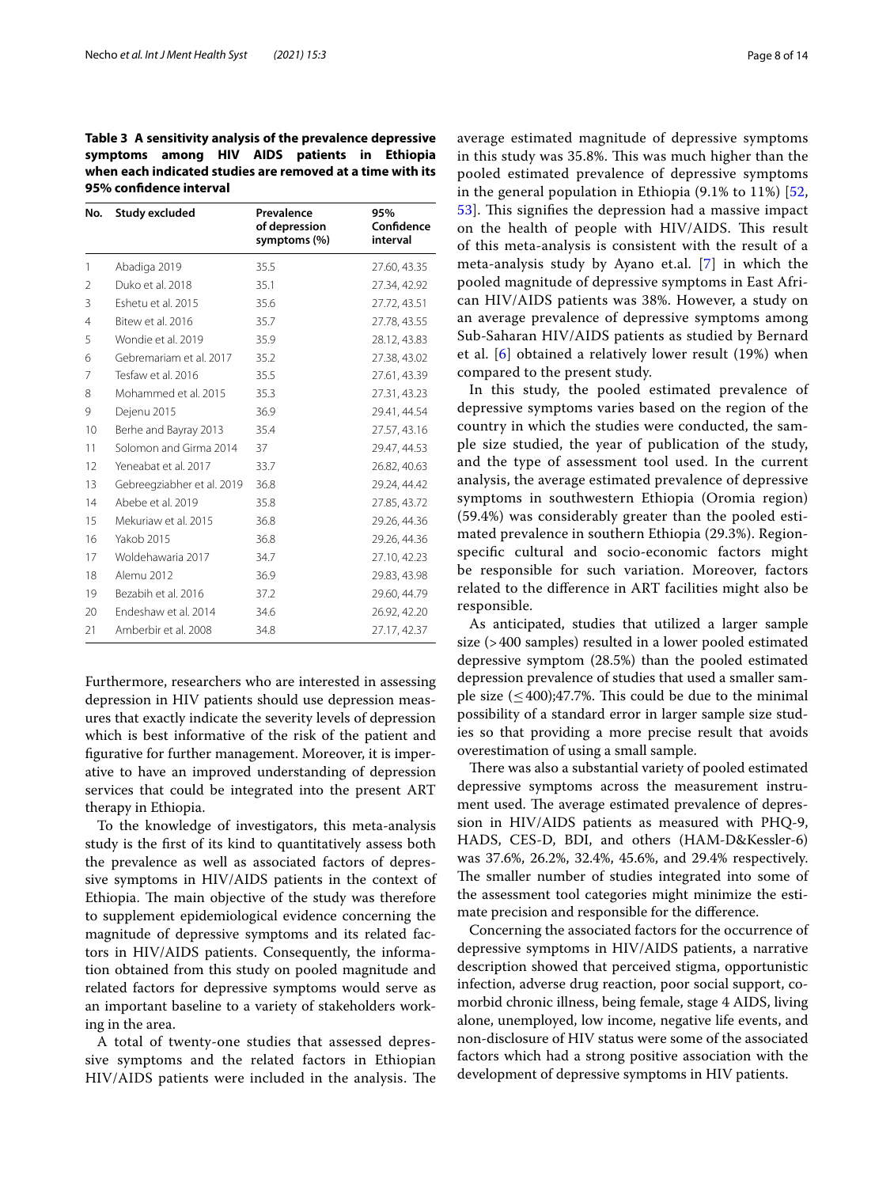**Table 3 A sensitivity analysis of the prevalence depressive symptoms among HIV AIDS patients in Ethiopia when each indicated studies are removed at a time with its 95% confidence interval**

| No. | Study excluded | Prevalence of depression symptoms (%) | 95% Confidence interval |
|---|---|---|---|
| 1 | Abadiga 2019 | 35.5 | 27.60, 43.35 |
| 2 | Duko et al. 2018 | 35.1 | 27.34, 42.92 |
| 3 | Eshetu et al. 2015 | 35.6 | 27.72, 43.51 |
| 4 | Bitew et al. 2016 | 35.7 | 27.78, 43.55 |
| 5 | Wondie et al. 2019 | 35.9 | 28.12, 43.83 |
| 6 | Gebremariam et al. 2017 | 35.2 | 27.38, 43.02 |
| 7 | Tesfaw et al. 2016 | 35.5 | 27.61, 43.39 |
| 8 | Mohammed et al. 2015 | 35.3 | 27.31, 43.23 |
| 9 | Dejenu 2015 | 36.9 | 29.41, 44.54 |
| 10 | Berhe and Bayray 2013 | 35.4 | 27.57, 43.16 |
| 11 | Solomon and Girma 2014 | 37 | 29.47, 44.53 |
| 12 | Yeneabat et al. 2017 | 33.7 | 26.82, 40.63 |
| 13 | Gebreegziabher et al. 2019 | 36.8 | 29.24, 44.42 |
| 14 | Abebe et al. 2019 | 35.8 | 27.85, 43.72 |
| 15 | Mekuriaw et al. 2015 | 36.8 | 29.26, 44.36 |
| 16 | Yakob 2015 | 36.8 | 29.26, 44.36 |
| 17 | Woldehawaria 2017 | 34.7 | 27.10, 42.23 |
| 18 | Alemu 2012 | 36.9 | 29.83, 43.98 |
| 19 | Bezabih et al. 2016 | 37.2 | 29.60, 44.79 |
| 20 | Endeshaw et al. 2014 | 34.6 | 26.92, 42.20 |
| 21 | Amberbir et al. 2008 | 34.8 | 27.17, 42.37 |

Furthermore, researchers who are interested in assessing depression in HIV patients should use depression measures that exactly indicate the severity levels of depression which is best informative of the risk of the patient and figurative for further management. Moreover, it is imperative to have an improved understanding of depression services that could be integrated into the present ART therapy in Ethiopia.

To the knowledge of investigators, this meta-analysis study is the first of its kind to quantitatively assess both the prevalence as well as associated factors of depressive symptoms in HIV/AIDS patients in the context of Ethiopia. The main objective of the study was therefore to supplement epidemiological evidence concerning the magnitude of depressive symptoms and its related factors in HIV/AIDS patients. Consequently, the information obtained from this study on pooled magnitude and related factors for depressive symptoms would serve as an important baseline to a variety of stakeholders working in the area.

A total of twenty-one studies that assessed depressive symptoms and the related factors in Ethiopian HIV/AIDS patients were included in the analysis. The average estimated magnitude of depressive symptoms in this study was 35.8%. This was much higher than the pooled estimated prevalence of depressive symptoms in the general population in Ethiopia (9.1% to 11%) [52, 53]. This signifies the depression had a massive impact on the health of people with HIV/AIDS. This result of this meta-analysis is consistent with the result of a meta-analysis study by Ayano et.al. [7] in which the pooled magnitude of depressive symptoms in East African HIV/AIDS patients was 38%. However, a study on an average prevalence of depressive symptoms among Sub-Saharan HIV/AIDS patients as studied by Bernard et al. [6] obtained a relatively lower result (19%) when compared to the present study.

In this study, the pooled estimated prevalence of depressive symptoms varies based on the region of the country in which the studies were conducted, the sample size studied, the year of publication of the study, and the type of assessment tool used. In the current analysis, the average estimated prevalence of depressive symptoms in southwestern Ethiopia (Oromia region) (59.4%) was considerably greater than the pooled estimated prevalence in southern Ethiopia (29.3%). Region-specific cultural and socio-economic factors might be responsible for such variation. Moreover, factors related to the difference in ART facilities might also be responsible.

As anticipated, studies that utilized a larger sample size (>400 samples) resulted in a lower pooled estimated depressive symptom (28.5%) than the pooled estimated depression prevalence of studies that used a smaller sample size (≤400);47.7%. This could be due to the minimal possibility of a standard error in larger sample size studies so that providing a more precise result that avoids overestimation of using a small sample.

There was also a substantial variety of pooled estimated depressive symptoms across the measurement instrument used. The average estimated prevalence of depression in HIV/AIDS patients as measured with PHQ-9, HADS, CES-D, BDI, and others (HAM-D&Kessler-6) was 37.6%, 26.2%, 32.4%, 45.6%, and 29.4% respectively. The smaller number of studies integrated into some of the assessment tool categories might minimize the estimate precision and responsible for the difference.

Concerning the associated factors for the occurrence of depressive symptoms in HIV/AIDS patients, a narrative description showed that perceived stigma, opportunistic infection, adverse drug reaction, poor social support, co-morbid chronic illness, being female, stage 4 AIDS, living alone, unemployed, low income, negative life events, and non-disclosure of HIV status were some of the associated factors which had a strong positive association with the development of depressive symptoms in HIV patients.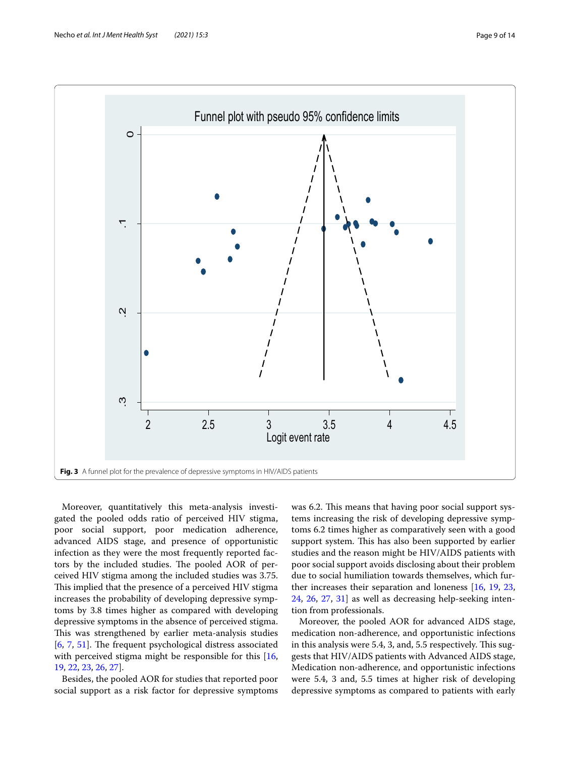Fig. 3 A funnel plot for the prevalence of depressive symptoms in HIV/AIDS patients

Moreover, quantitatively this meta-analysis investigated the pooled odds ratio of perceived HIV stigma, poor social support, poor medication adherence, advanced AIDS stage, and presence of opportunistic infection as they were the most frequently reported factors by the included studies. The pooled AOR of perceived HIV stigma among the included studies was 3.75. This implied that the presence of a perceived HIV stigma increases the probability of developing depressive symptoms by 3.8 times higher as compared with developing depressive symptoms in the absence of perceived stigma. This was strengthened by earlier meta-analysis studies [6, 7, 51]. The frequent psychological distress associated with perceived stigma might be responsible for this [16, 19, 22, 23, 26, 27].

Besides, the pooled AOR for studies that reported poor social support as a risk factor for depressive symptoms was 6.2. This means that having poor social support systems increasing the risk of developing depressive symptoms 6.2 times higher as comparatively seen with a good support system. This has also been supported by earlier studies and the reason might be HIV/AIDS patients with poor social support avoids disclosing about their problem due to social humiliation towards themselves, which further increases their separation and loneness [16, 19, 23, 24, 26, 27, 31] as well as decreasing help-seeking intention from professionals.

Moreover, the pooled AOR for advanced AIDS stage, medication non-adherence, and opportunistic infections in this analysis were 5.4, 3, and, 5.5 respectively. This suggests that HIV/AIDS patients with Advanced AIDS stage, Medication non-adherence, and opportunistic infections were 5.4, 3 and, 5.5 times at higher risk of developing depressive symptoms as compared to patients with early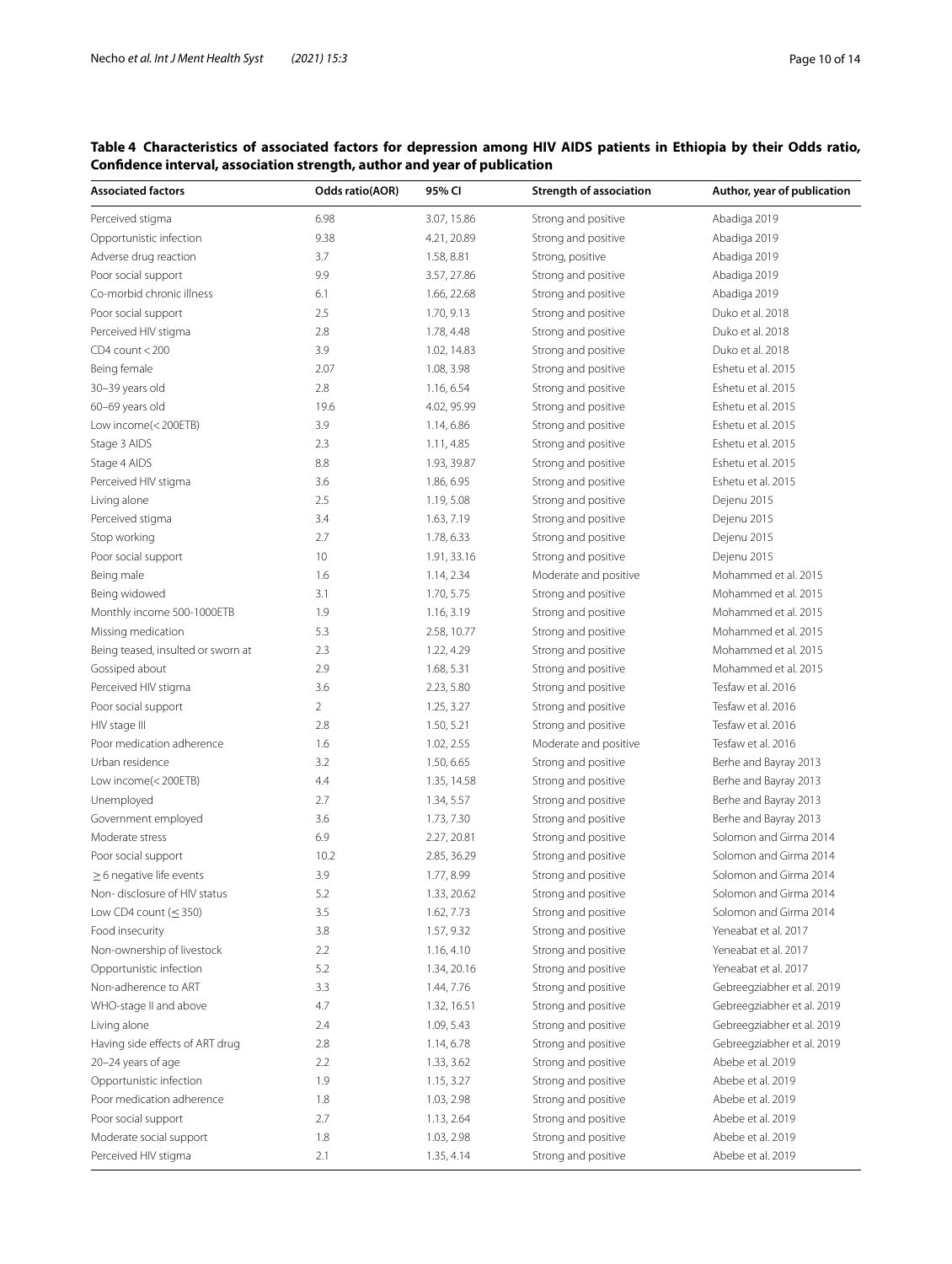**Table 4 Characteristics of associated factors for depression among HIV AIDS patients in Ethiopia by their Odds ratio, Confidence interval, association strength, author and year of publication**

| Associated factors | Odds ratio(AOR) | 95% CI | Strength of association | Author, year of publication |
|---|---|---|---|---|
| Perceived stigma | 6.98 | 3.07, 15.86 | Strong and positive | Abadiga 2019 |
| Opportunistic infection | 9.38 | 4.21, 20.89 | Strong and positive | Abadiga 2019 |
| Adverse drug reaction | 3.7 | 1.58, 8.81 | Strong, positive | Abadiga 2019 |
| Poor social support | 9.9 | 3.57, 27.86 | Strong and positive | Abadiga 2019 |
| Co-morbid chronic illness | 6.1 | 1.66, 22.68 | Strong and positive | Abadiga 2019 |
| Poor social support | 2.5 | 1.70, 9.13 | Strong and positive | Duko et al. 2018 |
| Perceived HIV stigma | 2.8 | 1.78, 4.48 | Strong and positive | Duko et al. 2018 |
| CD4 count < 200 | 3.9 | 1.02, 14.83 | Strong and positive | Duko et al. 2018 |
| Being female | 2.07 | 1.08, 3.98 | Strong and positive | Eshetu et al. 2015 |
| 30–39 years old | 2.8 | 1.16, 6.54 | Strong and positive | Eshetu et al. 2015 |
| 60–69 years old | 19.6 | 4.02, 95.99 | Strong and positive | Eshetu et al. 2015 |
| Low income(< 200ETB) | 3.9 | 1.14, 6.86 | Strong and positive | Eshetu et al. 2015 |
| Stage 3 AIDS | 2.3 | 1.11, 4.85 | Strong and positive | Eshetu et al. 2015 |
| Stage 4 AIDS | 8.8 | 1.93, 39.87 | Strong and positive | Eshetu et al. 2015 |
| Perceived HIV stigma | 3.6 | 1.86, 6.95 | Strong and positive | Eshetu et al. 2015 |
| Living alone | 2.5 | 1.19, 5.08 | Strong and positive | Dejenu 2015 |
| Perceived stigma | 3.4 | 1.63, 7.19 | Strong and positive | Dejenu 2015 |
| Stop working | 2.7 | 1.78, 6.33 | Strong and positive | Dejenu 2015 |
| Poor social support | 10 | 1.91, 33.16 | Strong and positive | Dejenu 2015 |
| Being male | 1.6 | 1.14, 2.34 | Moderate and positive | Mohammed et al. 2015 |
| Being widowed | 3.1 | 1.70, 5.75 | Strong and positive | Mohammed et al. 2015 |
| Monthly income 500-1000ETB | 1.9 | 1.16, 3.19 | Strong and positive | Mohammed et al. 2015 |
| Missing medication | 5.3 | 2.58, 10.77 | Strong and positive | Mohammed et al. 2015 |
| Being teased, insulted or sworn at | 2.3 | 1.22, 4.29 | Strong and positive | Mohammed et al. 2015 |
| Gossiped about | 2.9 | 1.68, 5.31 | Strong and positive | Mohammed et al. 2015 |
| Perceived HIV stigma | 3.6 | 2.23, 5.80 | Strong and positive | Tesfaw et al. 2016 |
| Poor social support | 2 | 1.25, 3.27 | Strong and positive | Tesfaw et al. 2016 |
| HIV stage III | 2.8 | 1.50, 5.21 | Strong and positive | Tesfaw et al. 2016 |
| Poor medication adherence | 1.6 | 1.02, 2.55 | Moderate and positive | Tesfaw et al. 2016 |
| Urban residence | 3.2 | 1.50, 6.65 | Strong and positive | Berhe and Bayray 2013 |
| Low income(< 200ETB) | 4.4 | 1.35, 14.58 | Strong and positive | Berhe and Bayray 2013 |
| Unemployed | 2.7 | 1.34, 5.57 | Strong and positive | Berhe and Bayray 2013 |
| Government employed | 3.6 | 1.73, 7.30 | Strong and positive | Berhe and Bayray 2013 |
| Moderate stress | 6.9 | 2.27, 20.81 | Strong and positive | Solomon and Girma 2014 |
| Poor social support | 10.2 | 2.85, 36.29 | Strong and positive | Solomon and Girma 2014 |
| ≥ 6 negative life events | 3.9 | 1.77, 8.99 | Strong and positive | Solomon and Girma 2014 |
| Non- disclosure of HIV status | 5.2 | 1.33, 20.62 | Strong and positive | Solomon and Girma 2014 |
| Low CD4 count (≤ 350) | 3.5 | 1.62, 7.73 | Strong and positive | Solomon and Girma 2014 |
| Food insecurity | 3.8 | 1.57, 9.32 | Strong and positive | Yeneabat et al. 2017 |
| Non-ownership of livestock | 2.2 | 1.16, 4.10 | Strong and positive | Yeneabat et al. 2017 |
| Opportunistic infection | 5.2 | 1.34, 20.16 | Strong and positive | Yeneabat et al. 2017 |
| Non-adherence to ART | 3.3 | 1.44, 7.76 | Strong and positive | Gebreegziabher et al. 2019 |
| WHO-stage II and above | 4.7 | 1.32, 16.51 | Strong and positive | Gebreegziabher et al. 2019 |
| Living alone | 2.4 | 1.09, 5.43 | Strong and positive | Gebreegziabher et al. 2019 |
| Having side effects of ART drug | 2.8 | 1.14, 6.78 | Strong and positive | Gebreegziabher et al. 2019 |
| 20–24 years of age | 2.2 | 1.33, 3.62 | Strong and positive | Abebe et al. 2019 |
| Opportunistic infection | 1.9 | 1.15, 3.27 | Strong and positive | Abebe et al. 2019 |
| Poor medication adherence | 1.8 | 1.03, 2.98 | Strong and positive | Abebe et al. 2019 |
| Poor social support | 2.7 | 1.13, 2.64 | Strong and positive | Abebe et al. 2019 |
| Moderate social support | 1.8 | 1.03, 2.98 | Strong and positive | Abebe et al. 2019 |
| Perceived HIV stigma | 2.1 | 1.35, 4.14 | Strong and positive | Abebe et al. 2019 |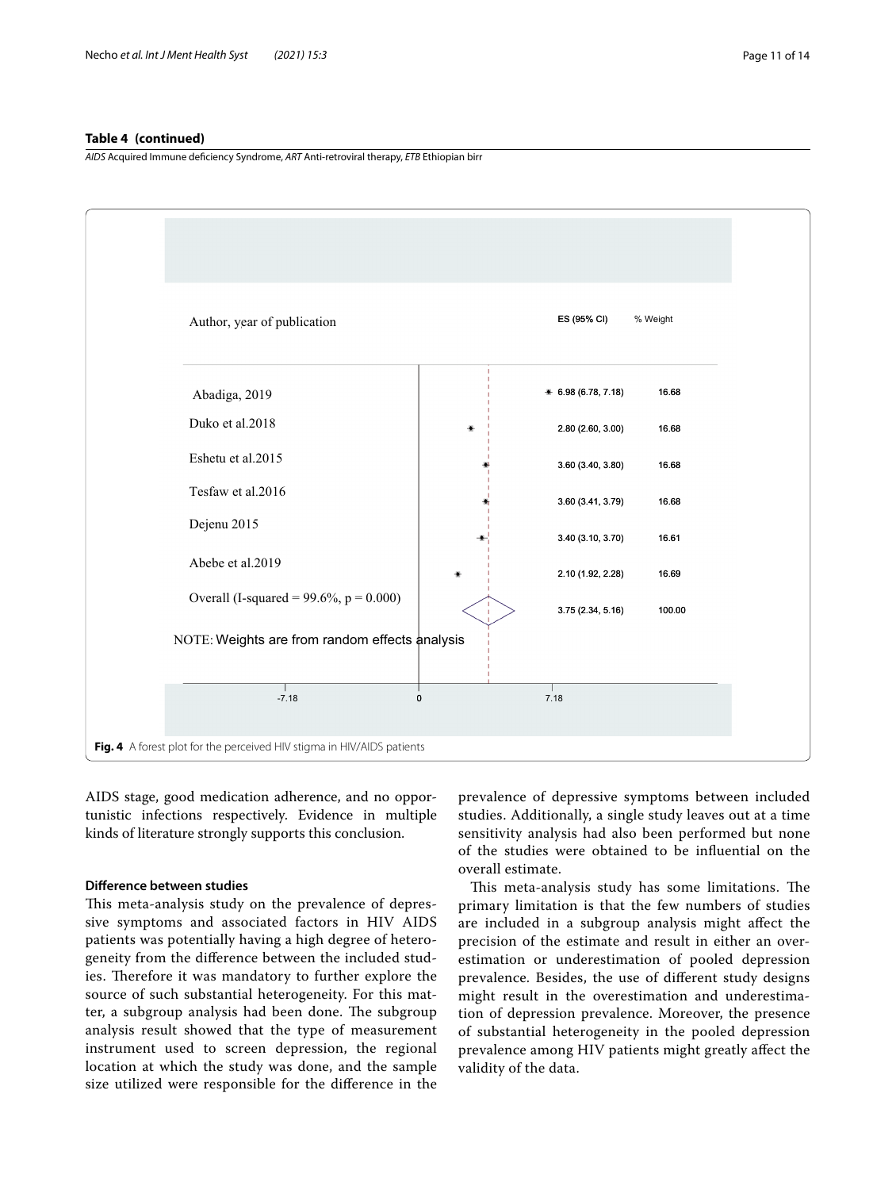**Table 4 (continued)**

*AIDS* Acquired Immune deficiency Syndrome, *ART* Anti-retroviral therapy, *ETB* Ethiopian birr

| Author, year of publication | ES (95% CI) | % Weight |
| --- | --- | --- |
| Abadiga, 2019 | 6.98 (6.78, 7.18) | 16.68 |
| Duko et al.2018 | 2.80 (2.60, 3.00) | 16.68 |
| Eshetu et al.2015 | 3.60 (3.40, 3.80) | 16.68 |
| Tesfaw et al.2016 | 3.60 (3.41, 3.79) | 16.68 |
| Dejenu 2015 | 3.40 (3.10, 3.70) | 16.61 |
| Abebe et al.2019 | 2.10 (1.92, 2.28) | 16.69 |
| Overall (I-squared = 99.6%, p = 0.000) | 3.75 (2.34, 5.16) | 100.00 |

NOTE: Weights are from random effects analysis

-7.18 0 7.18

**Fig. 4** A forest plot for the perceived HIV stigma in HIV/AIDS patients

AIDS stage, good medication adherence, and no opportunistic infections respectively. Evidence in multiple kinds of literature strongly supports this conclusion.

### Difference between studies

This meta-analysis study on the prevalence of depressive symptoms and associated factors in HIV AIDS patients was potentially having a high degree of heterogeneity from the difference between the included studies. Therefore it was mandatory to further explore the source of such substantial heterogeneity. For this matter, a subgroup analysis had been done. The subgroup analysis result showed that the type of measurement instrument used to screen depression, the regional location at which the study was done, and the sample size utilized were responsible for the difference in the prevalence of depressive symptoms between included studies. Additionally, a single study leaves out at a time sensitivity analysis had also been performed but none of the studies were obtained to be influential on the overall estimate.

This meta-analysis study has some limitations. The primary limitation is that the few numbers of studies are included in a subgroup analysis might affect the precision of the estimate and result in either an overestimation or underestimation of pooled depression prevalence. Besides, the use of different study designs might result in the overestimation and underestimation of depression prevalence. Moreover, the presence of substantial heterogeneity in the pooled depression prevalence among HIV patients might greatly affect the validity of the data.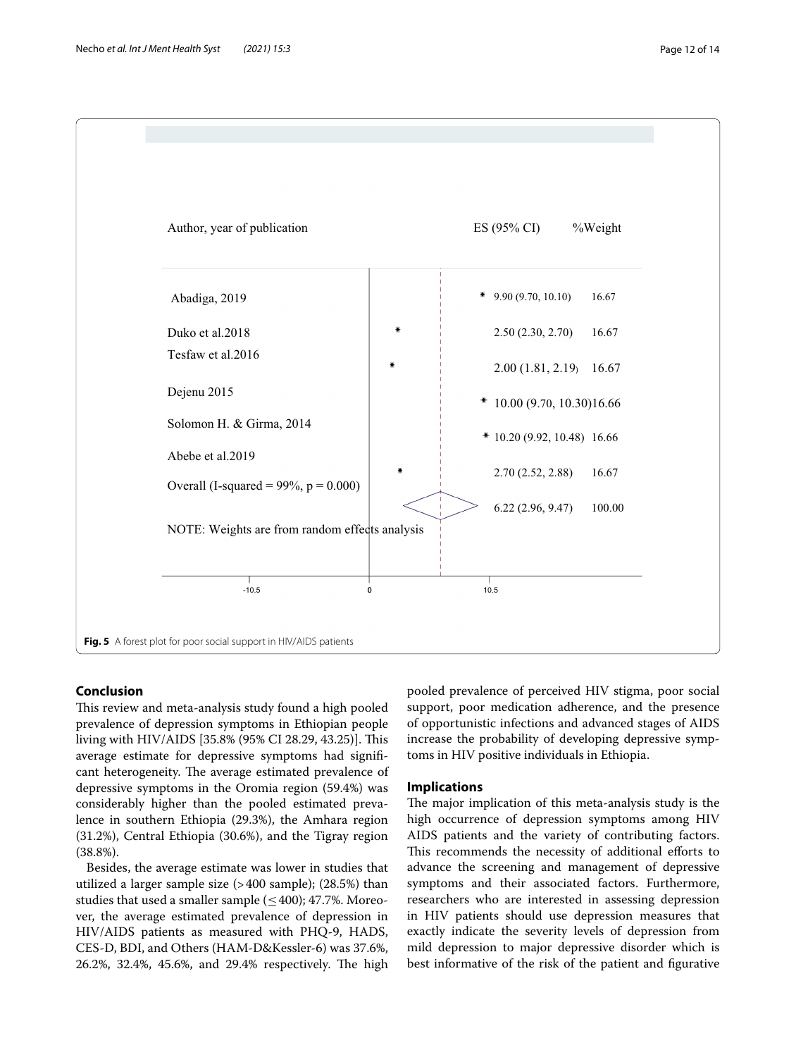| Author, year of publication | ES (95% CI) | %Weight |
|---|---|---|
| Abadiga, 2019 | 9.90 (9.70, 10.10) | 16.67 |
| Duko et al.2018 | 2.50 (2.30, 2.70) | 16.67 |
| Tesfaw et al.2016 | 2.00 (1.81, 2.19) | 16.67 |
| Dejenu 2015 | 10.00 (9.70, 10.30) | 16.66 |
| Solomon H. & Girma, 2014 | 10.20 (9.92, 10.48) | 16.66 |
| Abebe et al.2019 | 2.70 (2.52, 2.88) | 16.67 |
| Overall (I-squared = 99%, p = 0.000) | 6.22 (2.96, 9.47) | 100.00 |

NOTE: Weights are from random effects analysis

-10.5 0 10.5

**Fig. 5** A forest plot for poor social support in HIV/AIDS patients

## Conclusion

This review and meta-analysis study found a high pooled prevalence of depression symptoms in Ethiopian people living with HIV/AIDS [35.8% (95% CI 28.29, 43.25)]. This average estimate for depressive symptoms had significant heterogeneity. The average estimated prevalence of depressive symptoms in the Oromia region (59.4%) was considerably higher than the pooled estimated prevalence in southern Ethiopia (29.3%), the Amhara region (31.2%), Central Ethiopia (30.6%), and the Tigray region (38.8%).

Besides, the average estimate was lower in studies that utilized a larger sample size (>400 sample); (28.5%) than studies that used a smaller sample (≤400); 47.7%. Moreover, the average estimated prevalence of depression in HIV/AIDS patients as measured with PHQ-9, HADS, CES-D, BDI, and Others (HAM-D&Kessler-6) was 37.6%, 26.2%, 32.4%, 45.6%, and 29.4% respectively. The high pooled prevalence of perceived HIV stigma, poor social support, poor medication adherence, and the presence of opportunistic infections and advanced stages of AIDS increase the probability of developing depressive symptoms in HIV positive individuals in Ethiopia.

## Implications

The major implication of this meta-analysis study is the high occurrence of depression symptoms among HIV AIDS patients and the variety of contributing factors. This recommends the necessity of additional efforts to advance the screening and management of depressive symptoms and their associated factors. Furthermore, researchers who are interested in assessing depression in HIV patients should use depression measures that exactly indicate the severity levels of depression from mild depression to major depressive disorder which is best informative of the risk of the patient and figurative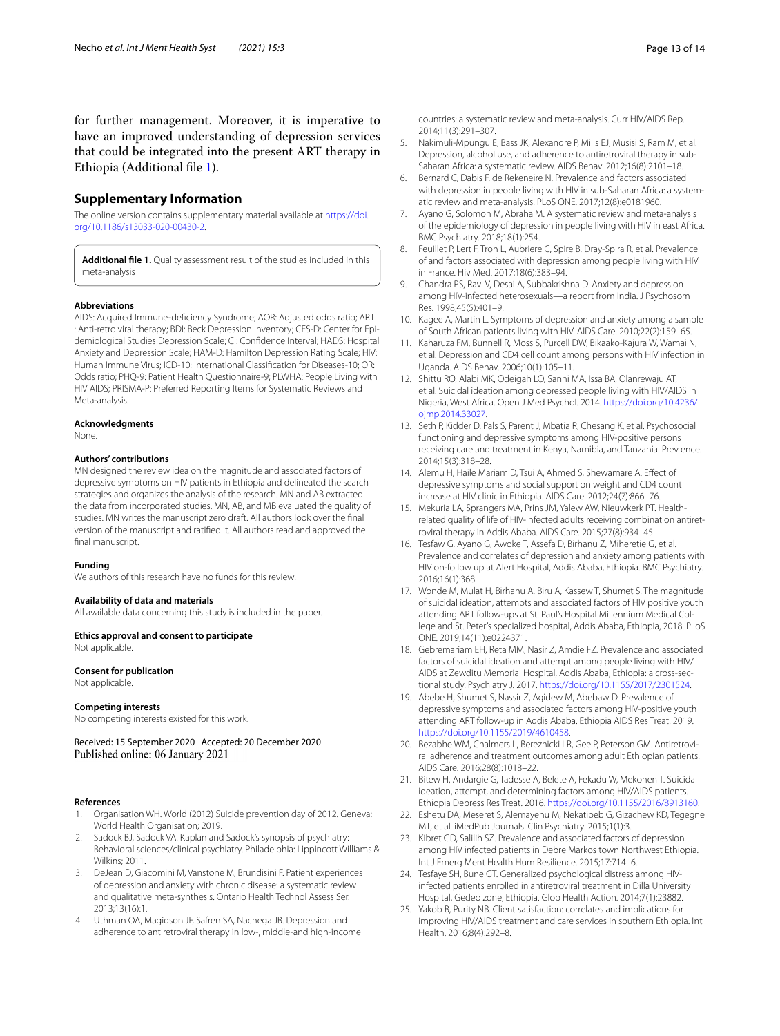for further management. Moreover, it is imperative to have an improved understanding of depression services that could be integrated into the present ART therapy in Ethiopia (Additional file 1).

## Supplementary Information

The online version contains supplementary material available at https://doi.org/10.1186/s13033-020-00430-2.

**Additional file 1.** Quality assessment result of the studies included in this meta-analysis

#### Abbreviations

AIDS: Acquired Immune-deficiency Syndrome; AOR: Adjusted odds ratio; ART : Anti-retro viral therapy; BDI: Beck Depression Inventory; CES-D: Center for Epidemiological Studies Depression Scale; CI: Confidence Interval; HADS: Hospital Anxiety and Depression Scale; HAM-D: Hamilton Depression Rating Scale; HIV: Human Immune Virus; ICD-10: International Classification for Diseases-10; OR: Odds ratio; PHQ-9: Patient Health Questionnaire-9; PLWHA: People Living with HIV AIDS; PRISMA-P: Preferred Reporting Items for Systematic Reviews and Meta-analysis.

#### Acknowledgments

None.

#### Authors' contributions

MN designed the review idea on the magnitude and associated factors of depressive symptoms on HIV patients in Ethiopia and delineated the search strategies and organizes the analysis of the research. MN and AB extracted the data from incorporated studies. MN, AB, and MB evaluated the quality of studies. MN writes the manuscript zero draft. All authors look over the final version of the manuscript and ratified it. All authors read and approved the final manuscript.

#### Funding

We authors of this research have no funds for this review.

#### Availability of data and materials

All available data concerning this study is included in the paper.

#### Ethics approval and consent to participate

Not applicable.

#### Consent for publication

Not applicable.

#### Competing interests

No competing interests existed for this work.

Received: 15 September 2020 Accepted: 20 December 2020
Published online: 06 January 2021

#### References

1. Organisation WH. World (2012) Suicide prevention day of 2012. Geneva: World Health Organisation; 2019.
2. Sadock BJ, Sadock VA. Kaplan and Sadock's synopsis of psychiatry: Behavioral sciences/clinical psychiatry. Philadelphia: Lippincott Williams & Wilkins; 2011.
3. DeJean D, Giacomini M, Vanstone M, Brundisini F. Patient experiences of depression and anxiety with chronic disease: a systematic review and qualitative meta-synthesis. Ontario Health Technol Assess Ser. 2013;13(16):1.
4. Uthman OA, Magidson JF, Safren SA, Nachega JB. Depression and adherence to antiretroviral therapy in low-, middle-and high-income countries: a systematic review and meta-analysis. Curr HIV/AIDS Rep. 2014;11(3):291–307.
5. Nakimuli-Mpungu E, Bass JK, Alexandre P, Mills EJ, Musisi S, Ram M, et al. Depression, alcohol use, and adherence to antiretroviral therapy in sub-Saharan Africa: a systematic review. AIDS Behav. 2012;16(8):2101–18.
6. Bernard C, Dabis F, de Rekeneire N. Prevalence and factors associated with depression in people living with HIV in sub-Saharan Africa: a systematic review and meta-analysis. PLoS ONE. 2017;12(8):e0181960.
7. Ayano G, Solomon M, Abraha M. A systematic review and meta-analysis of the epidemiology of depression in people living with HIV in east Africa. BMC Psychiatry. 2018;18(1):254.
8. Feuillet P, Lert F, Tron L, Aubriere C, Spire B, Dray-Spira R, et al. Prevalence of and factors associated with depression among people living with HIV in France. Hiv Med. 2017;18(6):383–94.
9. Chandra PS, Ravi V, Desai A, Subbakrishna D. Anxiety and depression among HIV-infected heterosexuals—a report from India. J Psychosom Res. 1998;45(5):401–9.
10. Kagee A, Martin L. Symptoms of depression and anxiety among a sample of South African patients living with HIV. AIDS Care. 2010;22(2):159–65.
11. Kaharuza FM, Bunnell R, Moss S, Purcell DW, Bikaako-Kajura W, Wamai N, et al. Depression and CD4 cell count among persons with HIV infection in Uganda. AIDS Behav. 2006;10(1):105–11.
12. Shittu RO, Alabi MK, Odeigah LO, Sanni MA, Issa BA, Olanrewaju AT, et al. Suicidal ideation among depressed people living with HIV/AIDS in Nigeria, West Africa. Open J Med Psychol. 2014. https://doi.org/10.4236/ojmp.2014.33027.
13. Seth P, Kidder D, Pals S, Parent J, Mbatia R, Chesang K, et al. Psychosocial functioning and depressive symptoms among HIV-positive persons receiving care and treatment in Kenya, Namibia, and Tanzania. Prev ence. 2014;15(3):318–28.
14. Alemu H, Haile Mariam D, Tsui A, Ahmed S, Shewamare A. Effect of depressive symptoms and social support on weight and CD4 count increase at HIV clinic in Ethiopia. AIDS Care. 2012;24(7):866–76.
15. Mekuria LA, Sprangers MA, Prins JM, Yalew AW, Nieuwkerk PT. Health-related quality of life of HIV-infected adults receiving combination antiretroviral therapy in Addis Ababa. AIDS Care. 2015;27(8):934–45.
16. Tesfaw G, Ayano G, Awoke T, Assefa D, Birhanu Z, Miheretie G, et al. Prevalence and correlates of depression and anxiety among patients with HIV on-follow up at Alert Hospital, Addis Ababa, Ethiopia. BMC Psychiatry. 2016;16(1):368.
17. Wonde M, Mulat H, Birhanu A, Biru A, Kassew T, Shumet S. The magnitude of suicidal ideation, attempts and associated factors of HIV positive youth attending ART follow-ups at St. Paul's Hospital Millennium Medical College and St. Peter's specialized hospital, Addis Ababa, Ethiopia, 2018. PLoS ONE. 2019;14(11):e0224371.
18. Gebremariam EH, Reta MM, Nasir Z, Amdie FZ. Prevalence and associated factors of suicidal ideation and attempt among people living with HIV/AIDS at Zewditu Memorial Hospital, Addis Ababa, Ethiopia: a cross-sectional study. Psychiatry J. 2017. https://doi.org/10.1155/2017/2301524.
19. Abebe H, Shumet S, Nassir Z, Agidew M, Abebaw D. Prevalence of depressive symptoms and associated factors among HIV-positive youth attending ART follow-up in Addis Ababa. Ethiopia AIDS Res Treat. 2019. https://doi.org/10.1155/2019/4610458.
20. Bezabhe WM, Chalmers L, Bereznicki LR, Gee P, Peterson GM. Antiretroviral adherence and treatment outcomes among adult Ethiopian patients. AIDS Care. 2016;28(8):1018–22.
21. Bitew H, Andargie G, Tadesse A, Belete A, Fekadu W, Mekonen T. Suicidal ideation, attempt, and determining factors among HIV/AIDS patients. Ethiopia Depress Res Treat. 2016. https://doi.org/10.1155/2016/8913160.
22. Eshetu DA, Meseret S, Alemayehu M, Nekatibeb G, Gizachew KD, Tegegne MT, et al. iMedPub Journals. Clin Psychiatry. 2015;1(1):3.
23. Kibret GD, Salilih SZ. Prevalence and associated factors of depression among HIV infected patients in Debre Markos town Northwest Ethiopia. Int J Emerg Ment Health Hum Resilience. 2015;17:714–6.
24. Tesfaye SH, Bune GT. Generalized psychological distress among HIV-infected patients enrolled in antiretroviral treatment in Dilla University Hospital, Gedeo zone, Ethiopia. Glob Health Action. 2014;7(1):23882.
25. Yakob B, Purity NB. Client satisfaction: correlates and implications for improving HIV/AIDS treatment and care services in southern Ethiopia. Int Health. 2016;8(4):292–8.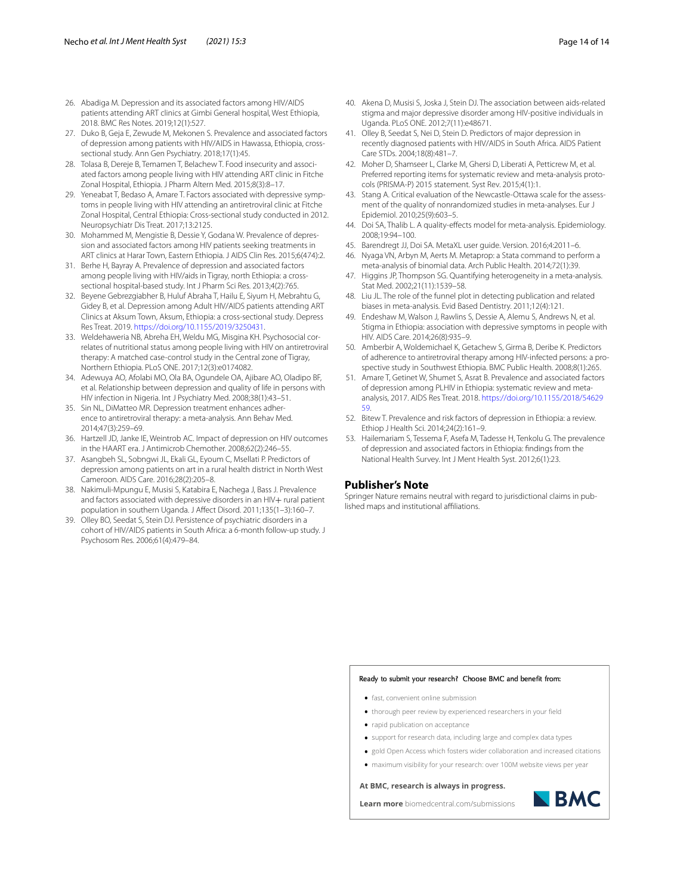26. Abadiga M. Depression and its associated factors among HIV/AIDS patients attending ART clinics at Gimbi General hospital, West Ethiopia, 2018. BMC Res Notes. 2019;12(1):527.
27. Duko B, Geja E, Zewude M, Mekonen S. Prevalence and associated factors of depression among patients with HIV/AIDS in Hawassa, Ethiopia, cross-sectional study. Ann Gen Psychiatry. 2018;17(1):45.
28. Tolasa B, Dereje B, Temamen T, Belachew T. Food insecurity and associated factors among people living with HIV attending ART clinic in Fitche Zonal Hospital, Ethiopia. J Pharm Altern Med. 2015;8(3):8–17.
29. Yeneabat T, Bedaso A, Amare T. Factors associated with depressive symptoms in people living with HIV attending an antiretroviral clinic at Fitche Zonal Hospital, Central Ethiopia: Cross-sectional study conducted in 2012. Neuropsychiatr Dis Treat. 2017;13:2125.
30. Mohammed M, Mengistie B, Dessie Y, Godana W. Prevalence of depression and associated factors among HIV patients seeking treatments in ART clinics at Harar Town, Eastern Ethiopia. J AIDS Clin Res. 2015;6(474):2.
31. Berhe H, Bayray A. Prevalence of depression and associated factors among people living with HIV/aids in Tigray, north Ethiopia: a cross-sectional hospital-based study. Int J Pharm Sci Res. 2013;4(2):765.
32. Beyene Gebrezgiabher B, Huluf Abraha T, Hailu E, Siyum H, Mebrahtu G, Gidey B, et al. Depression among Adult HIV/AIDS patients attending ART Clinics at Aksum Town, Aksum, Ethiopia: a cross-sectional study. Depress Res Treat. 2019. https://doi.org/10.1155/2019/3250431.
33. Weldehaweria NB, Abreha EH, Weldu MG, Misgina KH. Psychosocial correlates of nutritional status among people living with HIV on antiretroviral therapy: A matched case-control study in the Central zone of Tigray, Northern Ethiopia. PLoS ONE. 2017;12(3):e0174082.
34. Adewuya AO, Afolabi MO, Ola BA, Ogundele OA, Ajibare AO, Oladipo BF, et al. Relationship between depression and quality of life in persons with HIV infection in Nigeria. Int J Psychiatry Med. 2008;38(1):43–51.
35. Sin NL, DiMatteo MR. Depression treatment enhances adherence to antiretroviral therapy: a meta-analysis. Ann Behav Med. 2014;47(3):259–69.
36. Hartzell JD, Janke IE, Weintrob AC. Impact of depression on HIV outcomes in the HAART era. J Antimicrob Chemother. 2008;62(2):246–55.
37. Asangbeh SL, Sobngwi JL, Ekali GL, Eyoum C, Msellati P. Predictors of depression among patients on art in a rural health district in North West Cameroon. AIDS Care. 2016;28(2):205–8.
38. Nakimuli-Mpungu E, Musisi S, Katabira E, Nachega J, Bass J. Prevalence and factors associated with depressive disorders in an HIV+ rural patient population in southern Uganda. J Affect Disord. 2011;135(1–3):160–7.
39. Olley BO, Seedat S, Stein DJ. Persistence of psychiatric disorders in a cohort of HIV/AIDS patients in South Africa: a 6-month follow-up study. J Psychosom Res. 2006;61(4):479–84.
40. Akena D, Musisi S, Joska J, Stein DJ. The association between aids-related stigma and major depressive disorder among HIV-positive individuals in Uganda. PLoS ONE. 2012;7(11):e48671.
41. Olley B, Seedat S, Nei D, Stein D. Predictors of major depression in recently diagnosed patients with HIV/AIDS in South Africa. AIDS Patient Care STDs. 2004;18(8):481–7.
42. Moher D, Shamseer L, Clarke M, Ghersi D, Liberati A, Petticrew M, et al. Preferred reporting items for systematic review and meta-analysis protocols (PRISMA-P) 2015 statement. Syst Rev. 2015;4(1):1.
43. Stang A. Critical evaluation of the Newcastle-Ottawa scale for the assessment of the quality of nonrandomized studies in meta-analyses. Eur J Epidemiol. 2010;25(9):603–5.
44. Doi SA, Thalib L. A quality-effects model for meta-analysis. Epidemiology. 2008;19:94–100.
45. Barendregt JJ, Doi SA. MetaXL user guide. Version. 2016;4:2011–6.
46. Nyaga VN, Arbyn M, Aerts M. Metaprop: a Stata command to perform a meta-analysis of binomial data. Arch Public Health. 2014;72(1):39.
47. Higgins JP, Thompson SG. Quantifying heterogeneity in a meta-analysis. Stat Med. 2002;21(11):1539–58.
48. Liu JL. The role of the funnel plot in detecting publication and related biases in meta-analysis. Evid Based Dentistry. 2011;12(4):121.
49. Endeshaw M, Walson J, Rawlins S, Dessie A, Alemu S, Andrews N, et al. Stigma in Ethiopia: association with depressive symptoms in people with HIV. AIDS Care. 2014;26(8):935–9.
50. Amberbir A, Woldemichael K, Getachew S, Girma B, Deribe K. Predictors of adherence to antiretroviral therapy among HIV-infected persons: a prospective study in Southwest Ethiopia. BMC Public Health. 2008;8(1):265.
51. Amare T, Getinet W, Shumet S, Asrat B. Prevalence and associated factors of depression among PLHIV in Ethiopia: systematic review and meta-analysis, 2017. AIDS Res Treat. 2018. https://doi.org/10.1155/2018/5462959.
52. Bitew T. Prevalence and risk factors of depression in Ethiopia: a review. Ethiop J Health Sci. 2014;24(2):161–9.
53. Hailemariam S, Tessema F, Asefa M, Tadesse H, Tenkolu G. The prevalence of depression and associated factors in Ethiopia: findings from the National Health Survey. Int J Ment Health Syst. 2012;6(1):23.

## Publisher's Note

Springer Nature remains neutral with regard to jurisdictional claims in published maps and institutional affiliations.

Ready to submit your research? Choose BMC and benefit from:

- fast, convenient online submission
- thorough peer review by experienced researchers in your field
- rapid publication on acceptance
- support for research data, including large and complex data types
- gold Open Access which fosters wider collaboration and increased citations
- maximum visibility for your research: over 100M website views per year

**At BMC, research is always in progress.**

**Learn more** biomedcentral.com/submissions

BMC